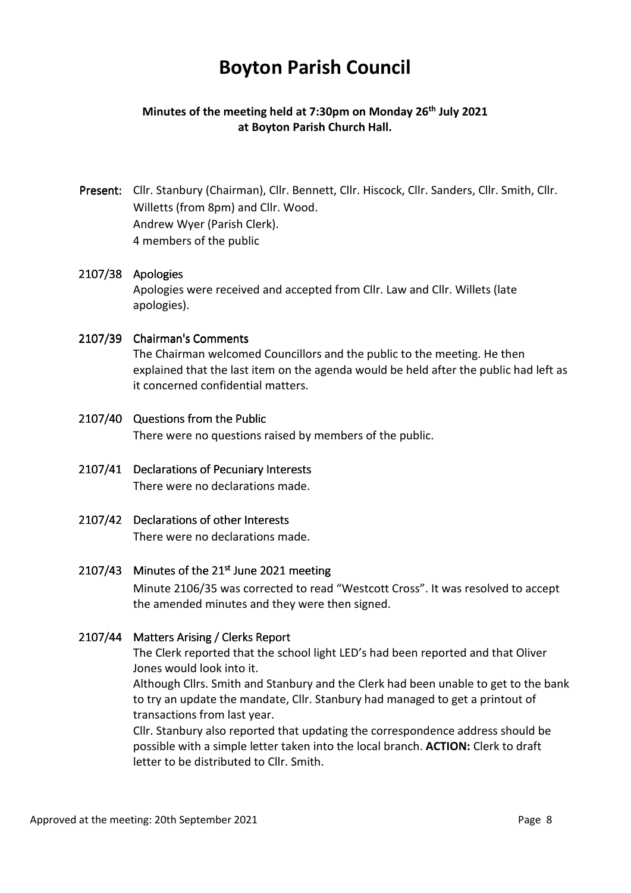# Boyton Parish Council

**Minutes of the meeting held at 7:30pm on Monday 26th July 2021 at Boyton Parish Church Hall.**

**Present:** Cllr. Stanbury (Chairman), Cllr. Bennett, Cllr. Hiscock, Cllr. Sanders, Cllr. Smith, Cllr. Willetts (from 8pm) and Cllr. Wood.
Andrew Wyer (Parish Clerk).
4 members of the public

**2107/38 Apologies**

Apologies were received and accepted from Cllr. Law and Cllr. Willets (late apologies).

**2107/39 Chairman's Comments**

The Chairman welcomed Councillors and the public to the meeting. He then explained that the last item on the agenda would be held after the public had left as it concerned confidential matters.

**2107/40 Questions from the Public**

There were no questions raised by members of the public.

**2107/41 Declarations of Pecuniary Interests**

There were no declarations made.

**2107/42 Declarations of other Interests**

There were no declarations made.

**2107/43 Minutes of the 21st June 2021 meeting**

Minute 2106/35 was corrected to read "Westcott Cross". It was resolved to accept the amended minutes and they were then signed.

**2107/44 Matters Arising / Clerks Report**

The Clerk reported that the school light LED's had been reported and that Oliver Jones would look into it.

Although Cllrs. Smith and Stanbury and the Clerk had been unable to get to the bank to try an update the mandate, Cllr. Stanbury had managed to get a printout of transactions from last year.

Cllr. Stanbury also reported that updating the correspondence address should be possible with a simple letter taken into the local branch. **ACTION:** Clerk to draft letter to be distributed to Cllr. Smith.

Approved at the meeting: 20th September 2021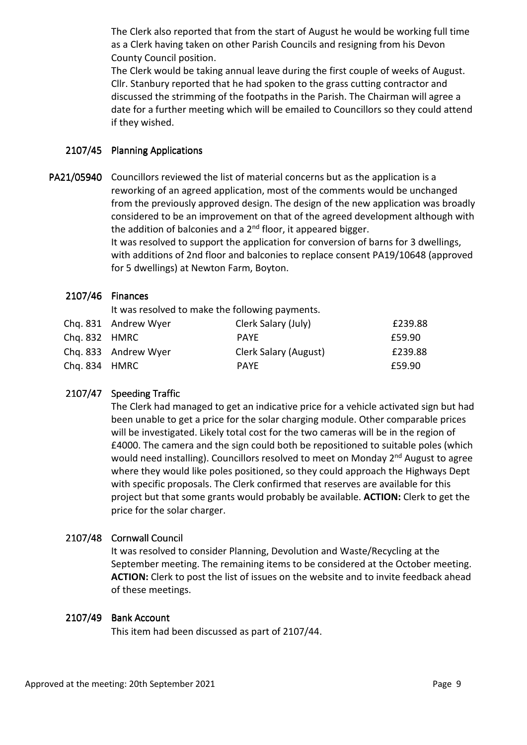The Clerk also reported that from the start of August he would be working full time as a Clerk having taken on other Parish Councils and resigning from his Devon County Council position.

The Clerk would be taking annual leave during the first couple of weeks of August.

Cllr. Stanbury reported that he had spoken to the grass cutting contractor and discussed the strimming of the footpaths in the Parish. The Chairman will agree a date for a further meeting which will be emailed to Councillors so they could attend if they wished.

## 2107/45 Planning Applications

**PA21/05940** Councillors reviewed the list of material concerns but as the application is a reworking of an agreed application, most of the comments would be unchanged from the previously approved design. The design of the new application was broadly considered to be an improvement on that of the agreed development although with the addition of balconies and a 2nd floor, it appeared bigger.

It was resolved to support the application for conversion of barns for 3 dwellings, with additions of 2nd floor and balconies to replace consent PA19/10648 (approved for 5 dwellings) at Newton Farm, Boyton.

## 2107/46 Finances

It was resolved to make the following payments.

| | | | |
|---|---|---|---|
| Chq. 831 | Andrew Wyer | Clerk Salary (July) | £239.88 |
| Chq. 832 | HMRC | PAYE | £59.90 |
| Chq. 833 | Andrew Wyer | Clerk Salary (August) | £239.88 |
| Chq. 834 | HMRC | PAYE | £59.90 |

## 2107/47 Speeding Traffic

The Clerk had managed to get an indicative price for a vehicle activated sign but had been unable to get a price for the solar charging module. Other comparable prices will be investigated. Likely total cost for the two cameras will be in the region of £4000. The camera and the sign could both be repositioned to suitable poles (which would need installing). Councillors resolved to meet on Monday 2nd August to agree where they would like poles positioned, so they could approach the Highways Dept with specific proposals. The Clerk confirmed that reserves are available for this project but that some grants would probably be available. **ACTION:** Clerk to get the price for the solar charger.

## 2107/48 Cornwall Council

It was resolved to consider Planning, Devolution and Waste/Recycling at the September meeting. The remaining items to be considered at the October meeting. **ACTION:** Clerk to post the list of issues on the website and to invite feedback ahead of these meetings.

## 2107/49 Bank Account

This item had been discussed as part of 2107/44.

Approved at the meeting: 20th September 2021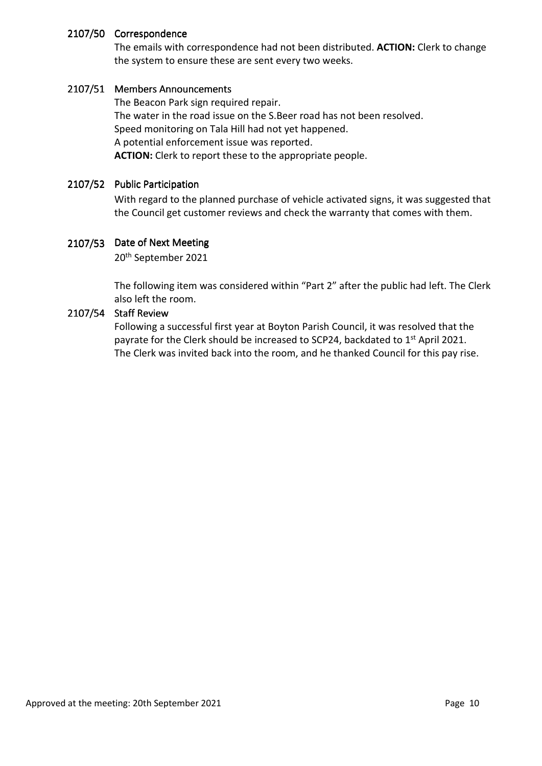### 2107/50 Correspondence

The emails with correspondence had not been distributed. **ACTION:** Clerk to change the system to ensure these are sent every two weeks.

### 2107/51 Members Announcements

The Beacon Park sign required repair.
The water in the road issue on the S.Beer road has not been resolved.
Speed monitoring on Tala Hill had not yet happened.
A potential enforcement issue was reported.
**ACTION:** Clerk to report these to the appropriate people.

### 2107/52 Public Participation

With regard to the planned purchase of vehicle activated signs, it was suggested that the Council get customer reviews and check the warranty that comes with them.

### 2107/53 Date of Next Meeting

20th September 2021

The following item was considered within "Part 2" after the public had left. The Clerk also left the room.

### 2107/54 Staff Review

Following a successful first year at Boyton Parish Council, it was resolved that the payrate for the Clerk should be increased to SCP24, backdated to 1st April 2021.
The Clerk was invited back into the room, and he thanked Council for this pay rise.

Approved at the meeting: 20th September 2021